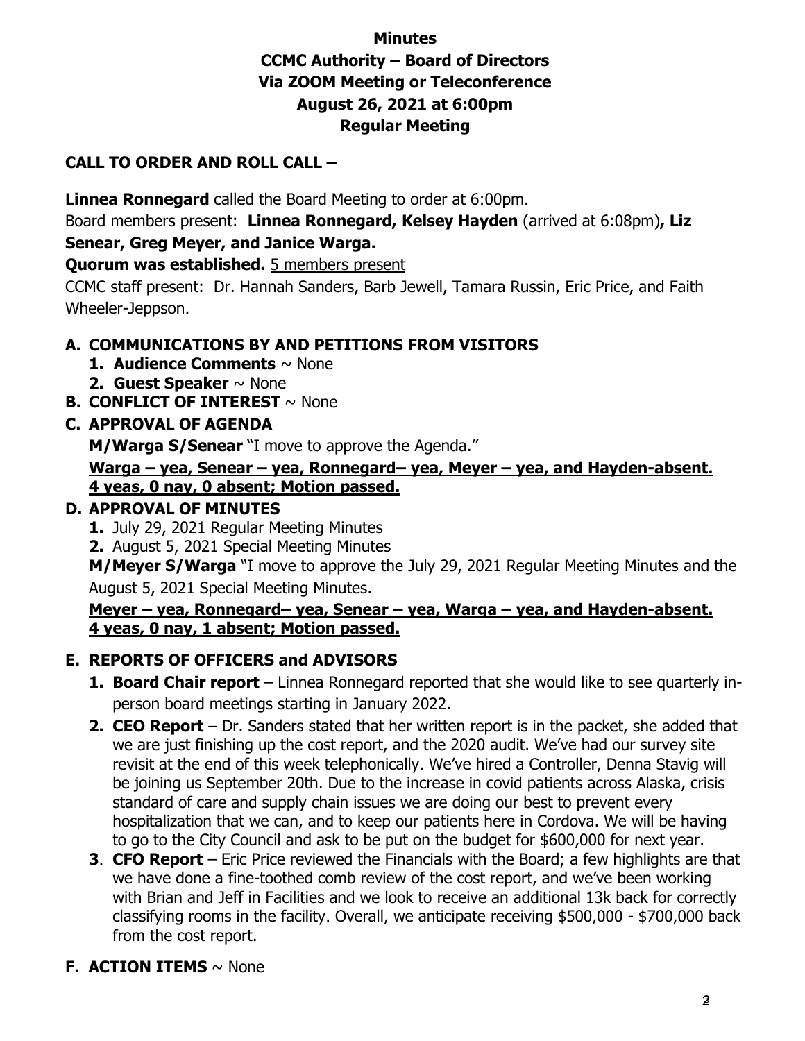# Minutes
# CCMC Authority – Board of Directors
# Via ZOOM Meeting or Teleconference
# August 26, 2021 at 6:00pm
# Regular Meeting

## CALL TO ORDER AND ROLL CALL –

**Linnea Ronnegard** called the Board Meeting to order at 6:00pm.

Board members present: **Linnea Ronnegard, Kelsey Hayden** (arrived at 6:08pm)**, Liz Senear, Greg Meyer, and Janice Warga.**

**Quorum was established.** 5 members present

CCMC staff present: Dr. Hannah Sanders, Barb Jewell, Tamara Russin, Eric Price, and Faith Wheeler-Jeppson.

## A. COMMUNICATIONS BY AND PETITIONS FROM VISITORS

1. **Audience Comments** ~ None
2. **Guest Speaker** ~ None

## B. CONFLICT OF INTEREST ~ None

## C. APPROVAL OF AGENDA

**M/Warga S/Senear** "I move to approve the Agenda."

**Warga – yea, Senear – yea, Ronnegard– yea, Meyer – yea, and Hayden-absent.**
**4 yeas, 0 nay, 0 absent; Motion passed.**

## D. APPROVAL OF MINUTES

1. July 29, 2021 Regular Meeting Minutes
2. August 5, 2021 Special Meeting Minutes

**M/Meyer S/Warga** "I move to approve the July 29, 2021 Regular Meeting Minutes and the August 5, 2021 Special Meeting Minutes.

**Meyer – yea, Ronnegard– yea, Senear – yea, Warga – yea, and Hayden-absent.**
**4 yeas, 0 nay, 1 absent; Motion passed.**

## E. REPORTS OF OFFICERS and ADVISORS

1. **Board Chair report** – Linnea Ronnegard reported that she would like to see quarterly in-person board meetings starting in January 2022.
2. **CEO Report** – Dr. Sanders stated that her written report is in the packet, she added that we are just finishing up the cost report, and the 2020 audit. We've had our survey site revisit at the end of this week telephonically. We've hired a Controller, Denna Stavig will be joining us September 20th. Due to the increase in covid patients across Alaska, crisis standard of care and supply chain issues we are doing our best to prevent every hospitalization that we can, and to keep our patients here in Cordova. We will be having to go to the City Council and ask to be put on the budget for $600,000 for next year.
3. **CFO Report** – Eric Price reviewed the Financials with the Board; a few highlights are that we have done a fine-toothed comb review of the cost report, and we've been working with Brian and Jeff in Facilities and we look to receive an additional 13k back for correctly classifying rooms in the facility. Overall, we anticipate receiving $500,000 - $700,000 back from the cost report.

## F. ACTION ITEMS ~ None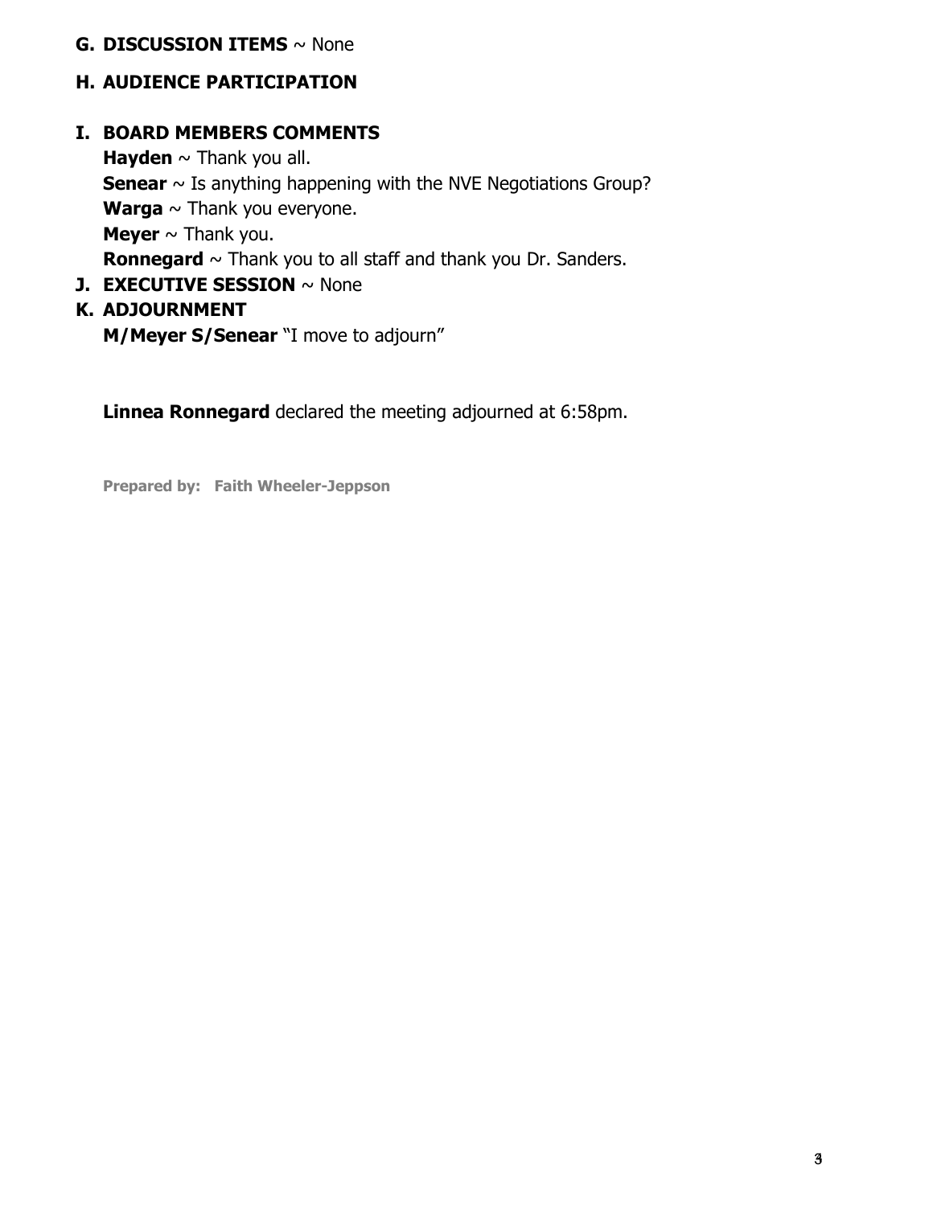**G. DISCUSSION ITEMS** ~ None

**H. AUDIENCE PARTICIPATION**

**I. BOARD MEMBERS COMMENTS**

**Hayden** ~ Thank you all.
**Senear** ~ Is anything happening with the NVE Negotiations Group?
**Warga** ~ Thank you everyone.
**Meyer** ~ Thank you.
**Ronnegard** ~ Thank you to all staff and thank you Dr. Sanders.

**J. EXECUTIVE SESSION** ~ None

**K. ADJOURNMENT**

**M/Meyer S/Senear** "I move to adjourn"

**Linnea Ronnegard** declared the meeting adjourned at 6:58pm.

**Prepared by: Faith Wheeler-Jeppson**